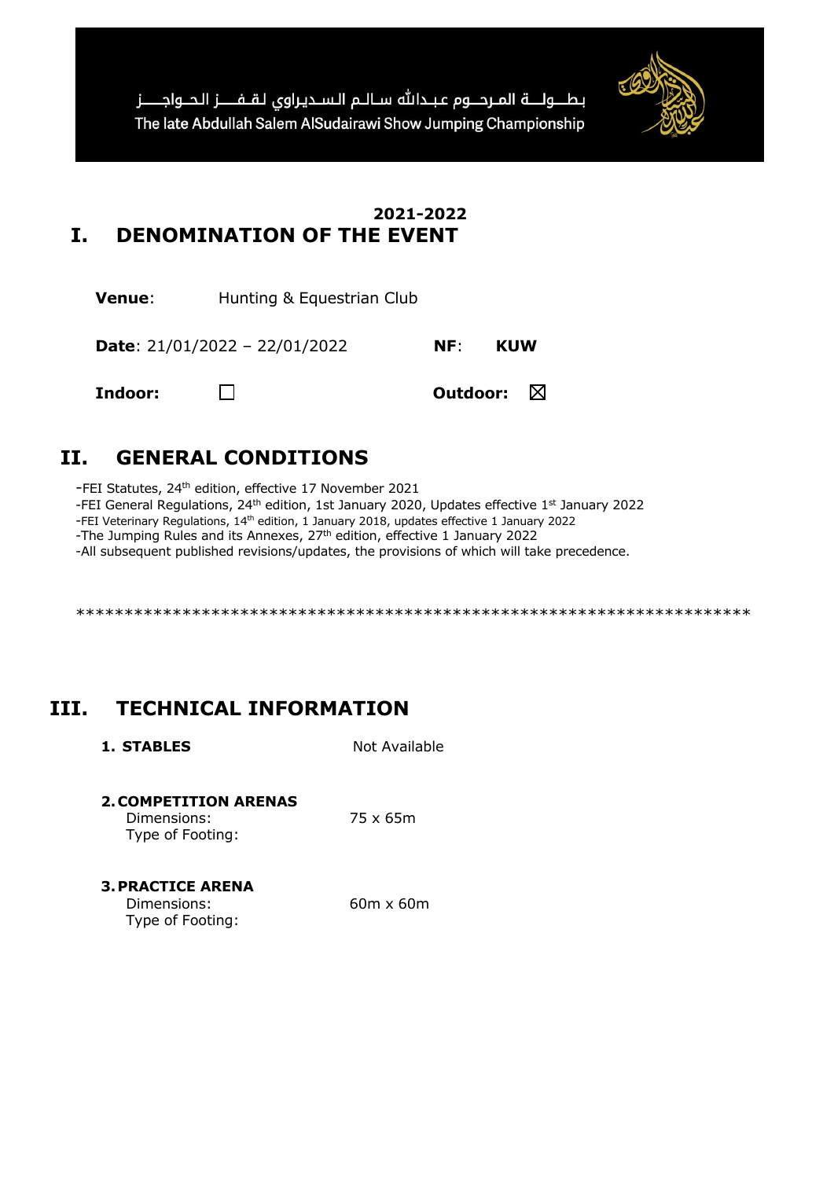بطولة المرحوم عبدالله سالم السديراوي لقفز الحواجز

The late Abdullah Salem AlSudairawi Show Jumping Championship

**2021-2022**

# I. DENOMINATION OF THE EVENT

**Venue**: Hunting & Equestrian Club

**Date**: 21/01/2022 – 22/01/2022 **NF**: **KUW**

**Indoor:** ☐ **Outdoor:** ☒

# II. GENERAL CONDITIONS

-FEI Statutes, 24th edition, effective 17 November 2021
-FEI General Regulations, 24th edition, 1st January 2020, Updates effective 1st January 2022
-FEI Veterinary Regulations, 14th edition, 1 January 2018, updates effective 1 January 2022
-The Jumping Rules and its Annexes, 27th edition, effective 1 January 2022
-All subsequent published revisions/updates, the provisions of which will take precedence.

**********************************************************************

# III. TECHNICAL INFORMATION

**1. STABLES** Not Available

**2. COMPETITION ARENAS**
Dimensions: 75 x 65m
Type of Footing:

**3. PRACTICE ARENA**
Dimensions: 60m x 60m
Type of Footing: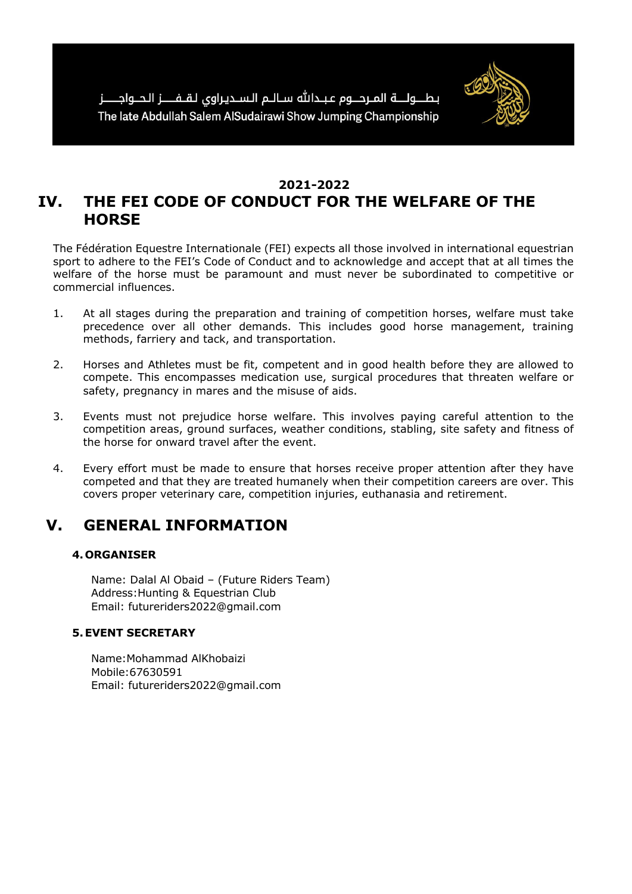## 2021-2022

# IV. THE FEI CODE OF CONDUCT FOR THE WELFARE OF THE HORSE

The Fédération Equestre Internationale (FEI) expects all those involved in international equestrian sport to adhere to the FEI's Code of Conduct and to acknowledge and accept that at all times the welfare of the horse must be paramount and must never be subordinated to competitive or commercial influences.

1. At all stages during the preparation and training of competition horses, welfare must take precedence over all other demands. This includes good horse management, training methods, farriery and tack, and transportation.

2. Horses and Athletes must be fit, competent and in good health before they are allowed to compete. This encompasses medication use, surgical procedures that threaten welfare or safety, pregnancy in mares and the misuse of aids.

3. Events must not prejudice horse welfare. This involves paying careful attention to the competition areas, ground surfaces, weather conditions, stabling, site safety and fitness of the horse for onward travel after the event.

4. Every effort must be made to ensure that horses receive proper attention after they have competed and that they are treated humanely when their competition careers are over. This covers proper veterinary care, competition injuries, euthanasia and retirement.

# V. GENERAL INFORMATION

### 4. ORGANISER

Name: Dalal Al Obaid – (Future Riders Team)
Address:Hunting & Equestrian Club
Email: futureriders2022@gmail.com

### 5. EVENT SECRETARY

Name:Mohammad AlKhobaizi
Mobile:67630591
Email: futureriders2022@gmail.com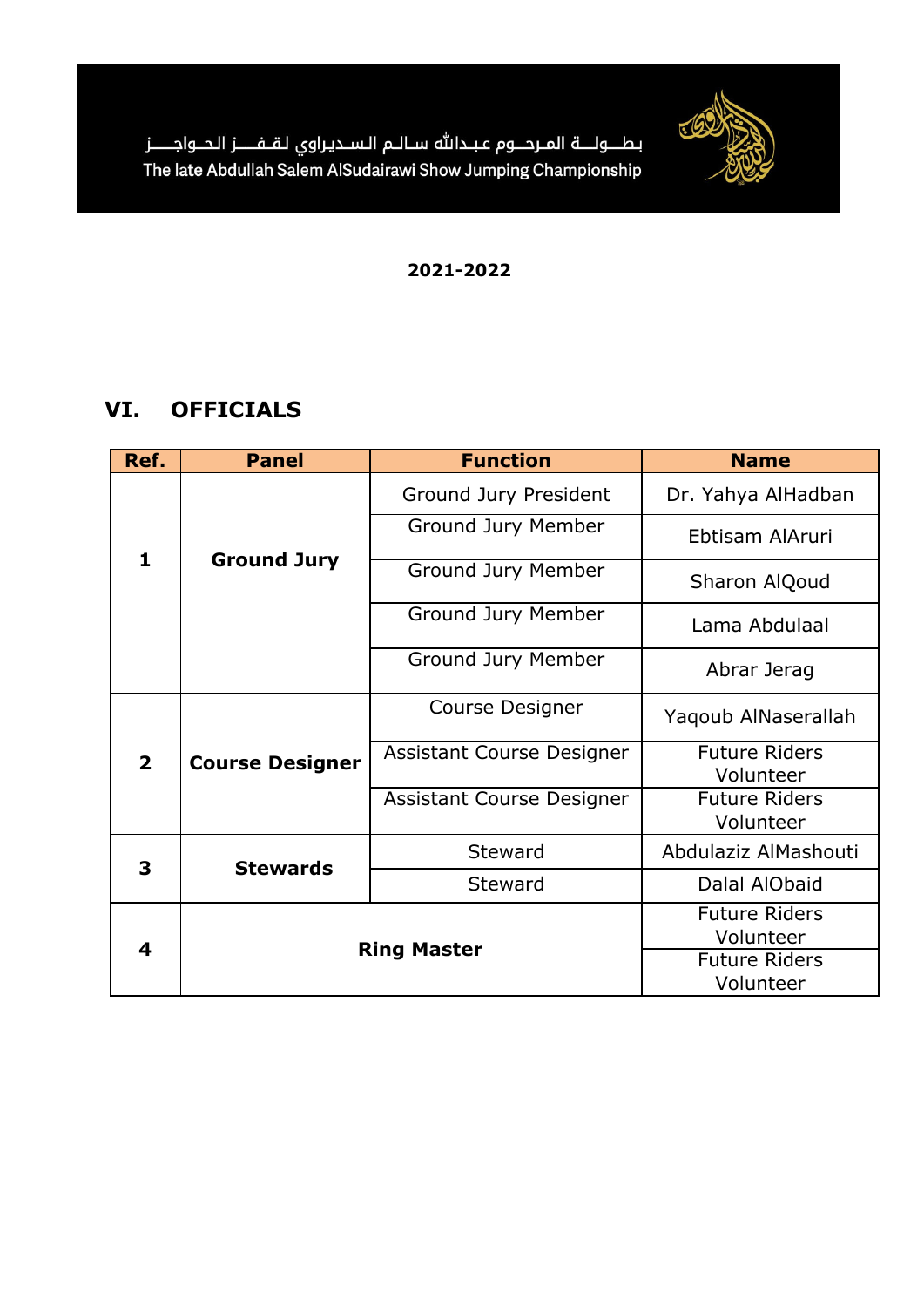بطـــولـــة المرحـــوم عبـدالله ســالـم الـســديراوي لقــفـــز الحــواجـــز

The late Abdullah Salem AlSudairawi Show Jumping Championship

**2021-2022**

## VI. OFFICIALS

| Ref. | Panel | Function | Name |
|---|---|---|---|
| 1 | Ground Jury | Ground Jury President | Dr. Yahya AlHadban |
| | | Ground Jury Member | Ebtisam AlAruri |
| | | Ground Jury Member | Sharon AlQoud |
| | | Ground Jury Member | Lama Abdulaal |
| | | Ground Jury Member | Abrar Jerag |
| 2 | Course Designer | Course Designer | Yaqoub AlNaserallah |
| | | Assistant Course Designer | Future Riders Volunteer |
| | | Assistant Course Designer | Future Riders Volunteer |
| 3 | Stewards | Steward | Abdulaziz AlMashouti |
| | | Steward | Dalal AlObaid |
| 4 | Ring Master | | Future Riders Volunteer |
| | | | Future Riders Volunteer |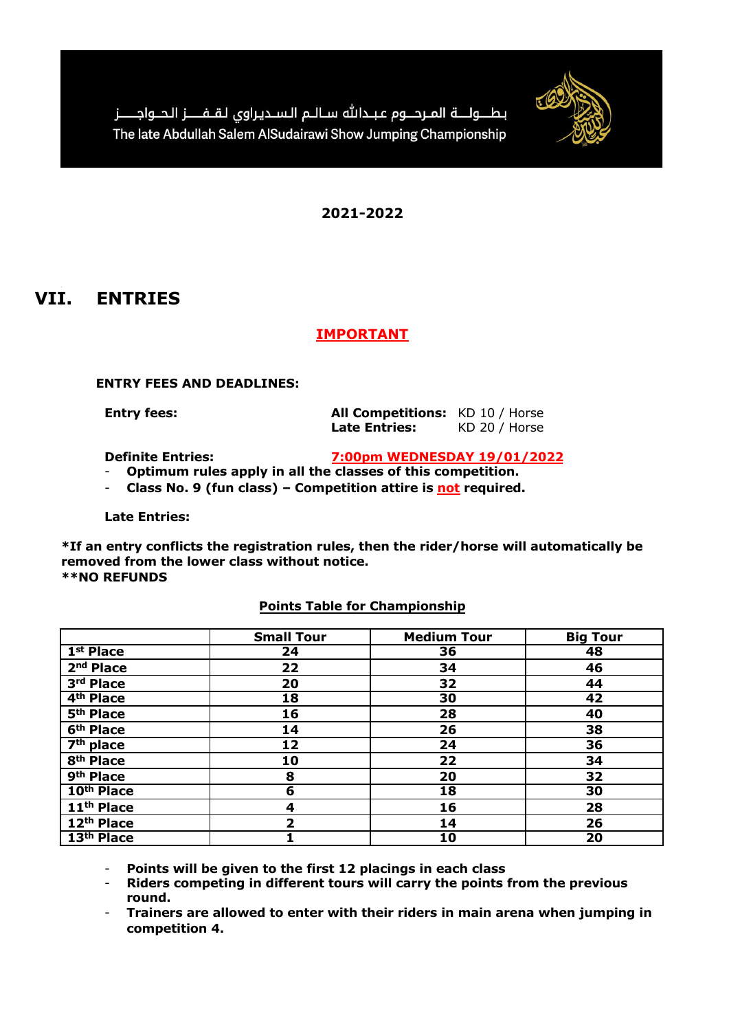بطـولـة المرحـوم عبـدالله سـالـم الـسـديراوي لقـفـز الحـواجـز

The late Abdullah Salem AlSudairawi Show Jumping Championship

**2021-2022**

# VII. ENTRIES

**IMPORTANT**

**ENTRY FEES AND DEADLINES:**

**Entry fees:** **All Competitions:** KD 10 / Horse
**Late Entries:** KD 20 / Horse

**Definite Entries:** **7:00pm WEDNESDAY 19/01/2022**

- **Optimum rules apply in all the classes of this competition.**
- **Class No. 9 (fun class) – Competition attire is not required.**

**Late Entries:**

***If an entry conflicts the registration rules, then the rider/horse will automatically be removed from the lower class without notice.**
****NO REFUNDS**

**Points Table for Championship**

| | Small Tour | Medium Tour | Big Tour |
|---|---|---|---|
| 1st Place | 24 | 36 | 48 |
| 2nd Place | 22 | 34 | 46 |
| 3rd Place | 20 | 32 | 44 |
| 4th Place | 18 | 30 | 42 |
| 5th Place | 16 | 28 | 40 |
| 6th Place | 14 | 26 | 38 |
| 7th place | 12 | 24 | 36 |
| 8th Place | 10 | 22 | 34 |
| 9th Place | 8 | 20 | 32 |
| 10th Place | 6 | 18 | 30 |
| 11th Place | 4 | 16 | 28 |
| 12th Place | 2 | 14 | 26 |
| 13th Place | 1 | 10 | 20 |

- **Points will be given to the first 12 placings in each class**
- **Riders competing in different tours will carry the points from the previous round.**
- **Trainers are allowed to enter with their riders in main arena when jumping in competition 4.**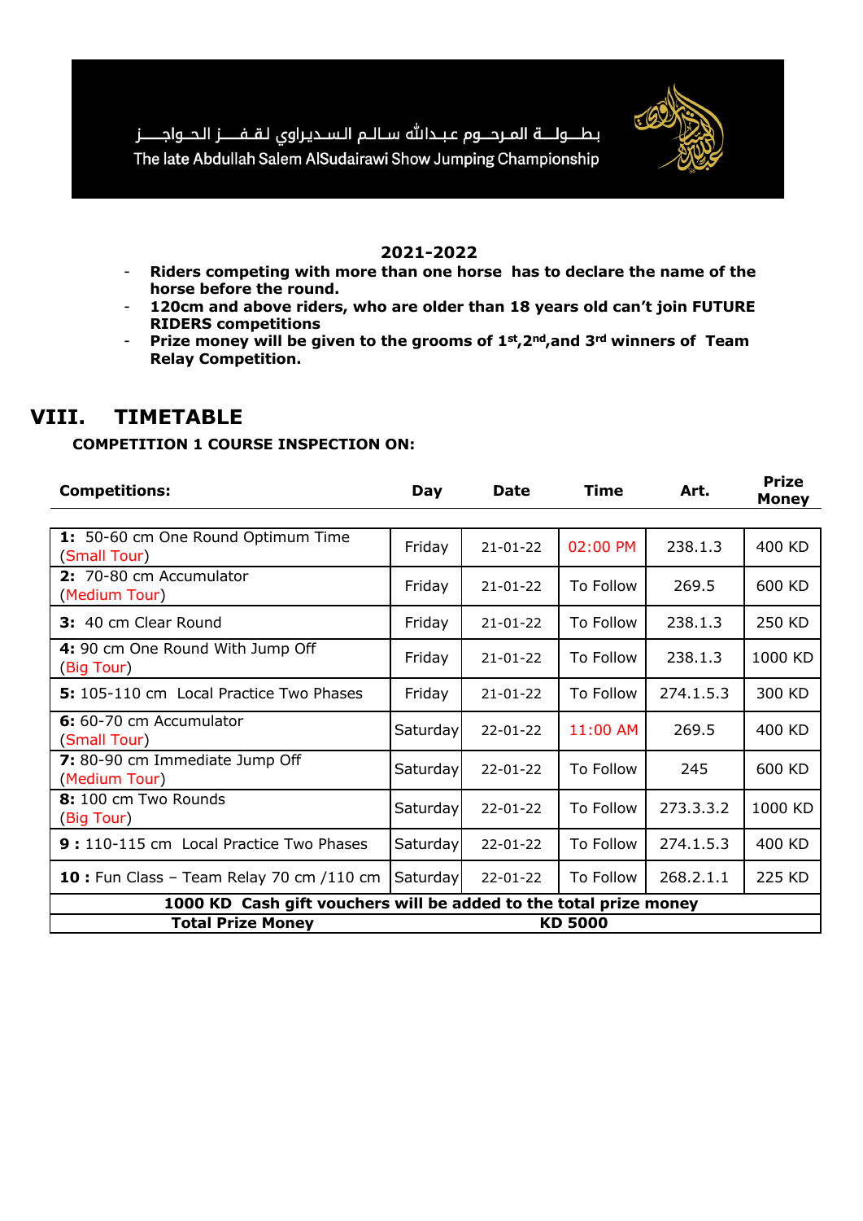بطـولـة المرحـوم عبـدالله سـالـم الـسـديراوي لقـفــز الحـواجــز

The late Abdullah Salem AlSudairawi Show Jumping Championship

**2021-2022**

- **Riders competing with more than one horse has to declare the name of the horse before the round.**
- **120cm and above riders, who are older than 18 years old can't join FUTURE RIDERS competitions**
- **Prize money will be given to the grooms of 1st,2nd,and 3rd winners of Team Relay Competition.**

## VIII. TIMETABLE

**COMPETITION 1 COURSE INSPECTION ON:**

| Competitions: | Day | Date | Time | Art. | Prize Money |
|---|---|---|---|---|---|
| **1:** 50-60 cm One Round Optimum Time (Small Tour) | Friday | 21-01-22 | 02:00 PM | 238.1.3 | 400 KD |
| **2:** 70-80 cm Accumulator (Medium Tour) | Friday | 21-01-22 | To Follow | 269.5 | 600 KD |
| **3:** 40 cm Clear Round | Friday | 21-01-22 | To Follow | 238.1.3 | 250 KD |
| **4:** 90 cm One Round With Jump Off (Big Tour) | Friday | 21-01-22 | To Follow | 238.1.3 | 1000 KD |
| **5:** 105-110 cm Local Practice Two Phases | Friday | 21-01-22 | To Follow | 274.1.5.3 | 300 KD |
| **6:** 60-70 cm Accumulator (Small Tour) | Saturday | 22-01-22 | 11:00 AM | 269.5 | 400 KD |
| **7:** 80-90 cm Immediate Jump Off (Medium Tour) | Saturday | 22-01-22 | To Follow | 245 | 600 KD |
| **8:** 100 cm Two Rounds (Big Tour) | Saturday | 22-01-22 | To Follow | 273.3.3.2 | 1000 KD |
| **9 :** 110-115 cm Local Practice Two Phases | Saturday | 22-01-22 | To Follow | 274.1.5.3 | 400 KD |
| **10 :** Fun Class – Team Relay 70 cm /110 cm | Saturday | 22-01-22 | To Follow | 268.2.1.1 | 225 KD |
| **1000 KD Cash gift vouchers will be added to the total prize money** | | | | | |
| **Total Prize Money** | | | **KD 5000** | | |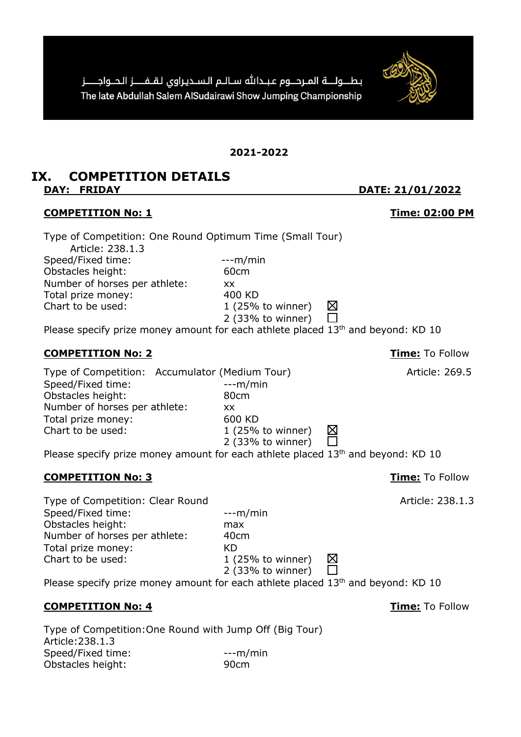بطـــولـــة المرحـــوم عبـدالله ســالـم الـســديراوي لقـفـــز الحـــواجـــز

The late Abdullah Salem AlSudairawi Show Jumping Championship

**2021-2022**

# IX. COMPETITION DETAILS

**DAY: FRIDAY** **DATE: 21/01/2022**

## COMPETITION No: 1

**Time: 02:00 PM**

Type of Competition: One Round Optimum Time (Small Tour)
Article: 238.1.3

| | |
|---|---|
| Speed/Fixed time: | ---m/min |
| Obstacles height: | 60cm |
| Number of horses per athlete: | xx |
| Total prize money: | 400 KD |
| Chart to be used: | 1 (25% to winner) ☒ |
| | 2 (33% to winner) ☐ |

Please specify prize money amount for each athlete placed 13th and beyond: KD 10

## COMPETITION No: 2

**Time:** To Follow

Type of Competition: Accumulator (Medium Tour) Article: 269.5

| | |
|---|---|
| Speed/Fixed time: | ---m/min |
| Obstacles height: | 80cm |
| Number of horses per athlete: | xx |
| Total prize money: | 600 KD |
| Chart to be used: | 1 (25% to winner) ☒ |
| | 2 (33% to winner) ☐ |

Please specify prize money amount for each athlete placed 13th and beyond: KD 10

## COMPETITION No: 3

**Time:** To Follow

Type of Competition: Clear Round Article: 238.1.3

| | |
|---|---|
| Speed/Fixed time: | ---m/min |
| Obstacles height: | max |
| Number of horses per athlete: | 40cm |
| Total prize money: | KD |
| Chart to be used: | 1 (25% to winner) ☒ |
| | 2 (33% to winner) ☐ |

Please specify prize money amount for each athlete placed 13th and beyond: KD 10

## COMPETITION No: 4

**Time:** To Follow

Type of Competition:One Round with Jump Off (Big Tour)
Article:238.1.3

| | |
|---|---|
| Speed/Fixed time: | ---m/min |
| Obstacles height: | 90cm |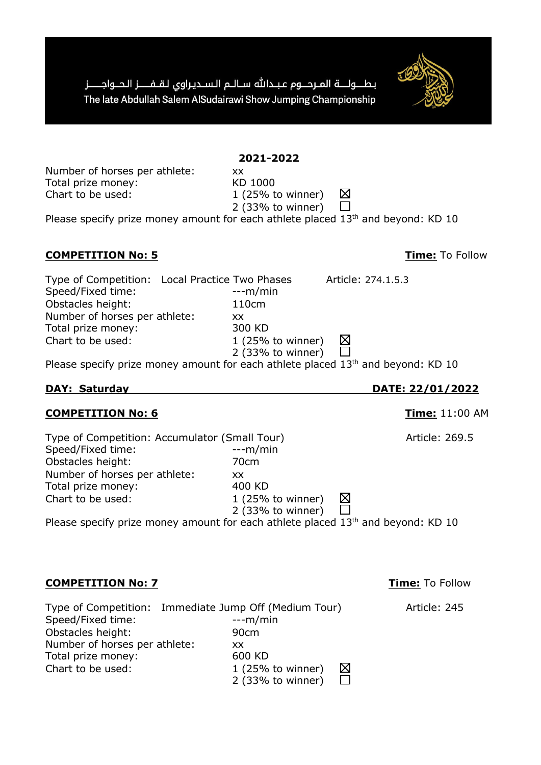بطولة المرحوم عبدالله سالم السديراوي لقفز الحواجز

The late Abdullah Salem AlSudairawi Show Jumping Championship

**2021-2022**

Number of horses per athlete: xx
Total prize money: KD 1000
Chart to be used: 1 (25% to winner) ☒
2 (33% to winner) ☐

Please specify prize money amount for each athlete placed 13th and beyond: KD 10

**COMPETITION No: 5** **Time:** To Follow

Type of Competition: Local Practice Two Phases Article: 274.1.5.3
Speed/Fixed time: ---m/min
Obstacles height: 110cm
Number of horses per athlete: xx
Total prize money: 300 KD
Chart to be used: 1 (25% to winner) ☒
2 (33% to winner) ☐

Please specify prize money amount for each athlete placed 13th and beyond: KD 10

**DAY: Saturday** **DATE: 22/01/2022**

**COMPETITION No: 6** **Time:** 11:00 AM

Type of Competition: Accumulator (Small Tour) Article: 269.5
Speed/Fixed time: ---m/min
Obstacles height: 70cm
Number of horses per athlete: xx
Total prize money: 400 KD
Chart to be used: 1 (25% to winner) ☒
2 (33% to winner) ☐

Please specify prize money amount for each athlete placed 13th and beyond: KD 10

**COMPETITION No: 7** **Time:** To Follow

Type of Competition: Immediate Jump Off (Medium Tour) Article: 245
Speed/Fixed time: ---m/min
Obstacles height: 90cm
Number of horses per athlete: xx
Total prize money: 600 KD
Chart to be used: 1 (25% to winner) ☒
2 (33% to winner) ☐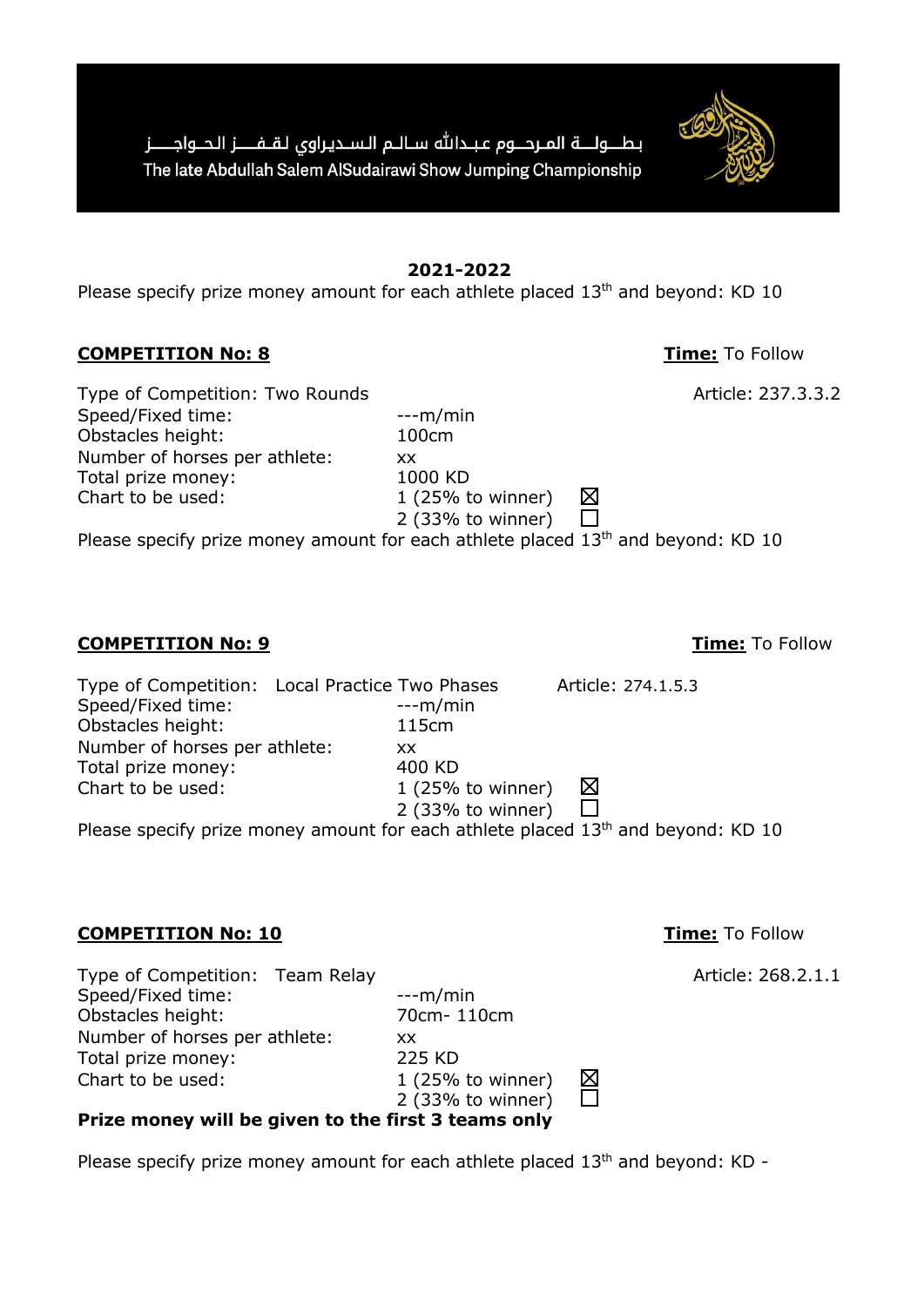بطـولـة المرحـوم عبـدالله سـالـم الـسـديراوي لقـفـز الحـواجـز

The late Abdullah Salem AlSudairawi Show Jumping Championship

**2021-2022**

Please specify prize money amount for each athlete placed 13th and beyond: KD 10

## COMPETITION No: 8

**Time:** To Follow

Type of Competition: Two Rounds — Article: 237.3.3.2

Speed/Fixed time: ---m/min

Obstacles height: 100cm

Number of horses per athlete: xx

Total prize money: 1000 KD

Chart to be used:
- 1 (25% to winner) ☒
- 2 (33% to winner) ☐

Please specify prize money amount for each athlete placed 13th and beyond: KD 10

## COMPETITION No: 9

**Time:** To Follow

Type of Competition: Local Practice Two Phases — Article: 274.1.5.3

Speed/Fixed time: ---m/min

Obstacles height: 115cm

Number of horses per athlete: xx

Total prize money: 400 KD

Chart to be used:
- 1 (25% to winner) ☒
- 2 (33% to winner) ☐

Please specify prize money amount for each athlete placed 13th and beyond: KD 10

## COMPETITION No: 10

**Time:** To Follow

Type of Competition: Team Relay — Article: 268.2.1.1

Speed/Fixed time: ---m/min

Obstacles height: 70cm- 110cm

Number of horses per athlete: xx

Total prize money: 225 KD

Chart to be used:
- 1 (25% to winner) ☒
- 2 (33% to winner) ☐

**Prize money will be given to the first 3 teams only**

Please specify prize money amount for each athlete placed 13th and beyond: KD -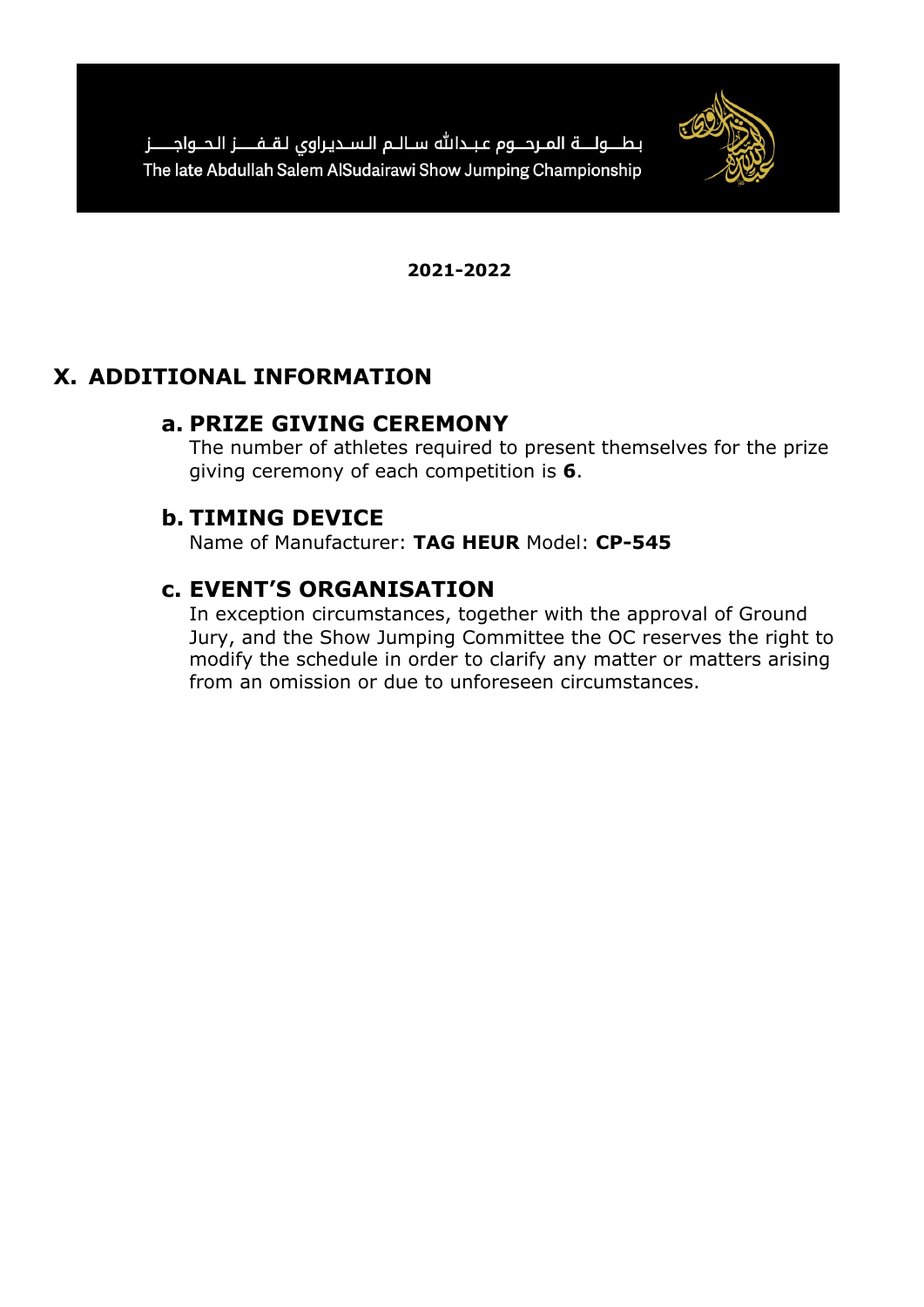# X. ADDITIONAL INFORMATION

## a. PRIZE GIVING CEREMONY

The number of athletes required to present themselves for the prize giving ceremony of each competition is **6**.

## b. TIMING DEVICE

Name of Manufacturer: **TAG HEUR** Model: **CP-545**

## c. EVENT'S ORGANISATION

In exception circumstances, together with the approval of Ground Jury, and the Show Jumping Committee the OC reserves the right to modify the schedule in order to clarify any matter or matters arising from an omission or due to unforeseen circumstances.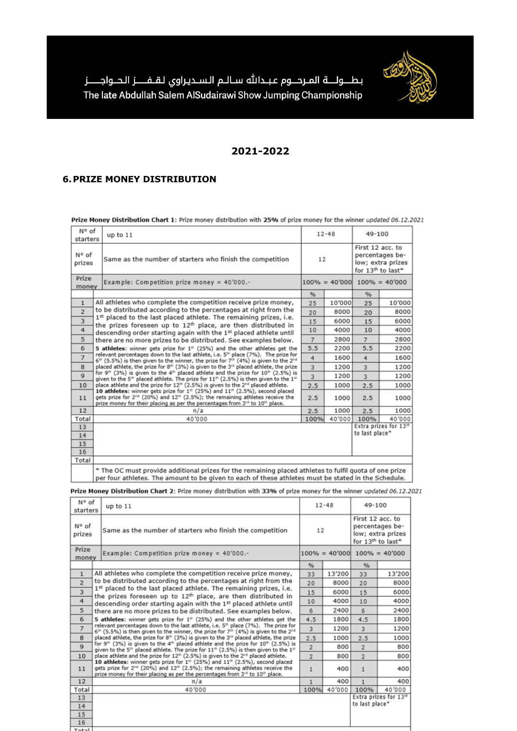بـطــولــة المـرحـــوم عـبـدالله سـالــم الـسـديـراوي لـقــفـــز الـحــواجـــز
The late Abdullah Salem AlSudairawi Show Jumping Championship

**2021-2022**

## 6. PRIZE MONEY DISTRIBUTION

**Prize Money Distribution Chart 1:** Prize money distribution with **25%** of prize money for the winner *updated 06.12.2021*

| N° of starters | up to 11 | 12-48 | | 49-100 | |
|---|---|---|---|---|---|
| N° of prizes | Same as the number of starters who finish the competition | 12 | | First 12 acc. to percentages below; extra prizes for 13th to last* | |
| Prize money | Example: Competition prize money = 40'000.- | 100% = 40'000 | | 100% = 40'000 | |
| | | % | | % | |
| 1 | All athletes who complete the competition receive prize money, to be distributed according to the percentages at right from the 1st placed to the last placed athlete. The remaining prizes, i.e. the prizes foreseen up to 12th place, are then distributed in descending order starting again with the 1st placed athlete until there are no more prizes to be distributed. See examples below. **5 athletes**: winner gets prize for 1st (25%) and the other athletes get the relevant percentages down to the last athlete, i.e. 5th place (7%). The prize for 6th (5.5%) is then given to the winner, the prize for 7th (4%) is given to the 2nd placed athlete, the prize for 8th (3%) is given to the 3rd placed athlete, the prize for 9th (3%) is given to the 4th placed athlete and the prize for 10th (2.5%) is given to the 5th placed athlete. The prize for 11th (2.5%) is then given to the 1st place athlete and the prize for 12th (2.5%) is given to the 2nd placed athlete. **10 athletes**: winner gets prize for 1st (25%) and 11th (2.5%), second placed gets prize for 2nd (20%) and 12th (2.5%); the remaining athletes receive the prize money for their placing as per the percentages from 3rd to 10th place. | 25 | 10'000 | 25 | 10'000 |
| 2 | | 20 | 8000 | 20 | 8000 |
| 3 | | 15 | 6000 | 15 | 6000 |
| 4 | | 10 | 4000 | 10 | 4000 |
| 5 | | 7 | 2800 | 7 | 2800 |
| 6 | | 5.5 | 2200 | 5.5 | 2200 |
| 7 | | 4 | 1600 | 4 | 1600 |
| 8 | | 3 | 1200 | 3 | 1200 |
| 9 | | 3 | 1200 | 3 | 1200 |
| 10 | | 2.5 | 1000 | 2.5 | 1000 |
| 11 | | 2.5 | 1000 | 2.5 | 1000 |
| 12 | n/a | 2.5 | 1000 | 2.5 | 1000 |
| Total | 40'000 | 100% | 40'000 | 100% | 40'000 |
| 13 | | | | Extra prizes for 13th to last place* | |
| 14 | | | | | |
| 15 | | | | | |
| 16 | | | | | |
| Total | | | | | |
| | * The OC must provide additional prizes for the remaining placed athletes to fulfil quota of one prize per four athletes. The amount to be given to each of these athletes must be stated in the Schedule. | | | | |

**Prize Money Distribution Chart 2:** Prize money distribution with **33%** of prize money for the winner *updated 06.12.2021*

| N° of starters | up to 11 | 12-48 | | 49-100 | |
|---|---|---|---|---|---|
| N° of prizes | Same as the number of starters who finish the competition | 12 | | First 12 acc. to percentages below; extra prizes for 13th to last* | |
| Prize money | Example: Competition prize money = 40'000.- | 100% = 40'000 | | 100% = 40'000 | |
| | | % | | % | |
| 1 | All athletes who complete the competition receive prize money, to be distributed according to the percentages at right from the 1st placed to the last placed athlete. The remaining prizes, i.e. the prizes foreseen up to 12th place, are then distributed in descending order starting again with the 1st placed athlete until there are no more prizes to be distributed. See examples below. **5 athletes**: winner gets prize for 1st (25%) and the other athletes get the relevant percentages down to the last athlete, i.e. 5th place (7%). The prize for 6th (5.5%) is then given to the winner, the prize for 7th (4%) is given to the 2nd placed athlete, the prize for 8th (3%) is given to the 3rd placed athlete, the prize for 9th (3%) is given to the 4th placed athlete and the prize for 10th (2.5%) is given to the 5th placed athlete. The prize for 11th (2.5%) is then given to the 1st place athlete and the prize for 12th (2.5%) is given to the 2nd placed athlete. **10 athletes**: winner gets prize for 1st (25%) and 11th (2.5%), second placed gets prize for 2nd (20%) and 12th (2.5%); the remaining athletes receive the prize money for their placing as per the percentages from 3rd to 10th place. | 33 | 13'200 | 33 | 13'200 |
| 2 | | 20 | 8000 | 20 | 8000 |
| 3 | | 15 | 6000 | 15 | 6000 |
| 4 | | 10 | 4000 | 10 | 4000 |
| 5 | | 6 | 2400 | 6 | 2400 |
| 6 | | 4.5 | 1800 | 4.5 | 1800 |
| 7 | | 3 | 1200 | 3 | 1200 |
| 8 | | 2.5 | 1000 | 2.5 | 1000 |
| 9 | | 2 | 800 | 2 | 800 |
| 10 | | 2 | 800 | 2 | 800 |
| 11 | | 1 | 400 | 1 | 400 |
| 12 | n/a | 1 | 400 | 1 | 400 |
| Total | 40'000 | 100% | 40'000 | 100% | 40'000 |
| 13 | | | | Extra prizes for 13th to last place* | |
| 14 | | | | | |
| 15 | | | | | |
| 16 | | | | | |
| Total | | | | | |